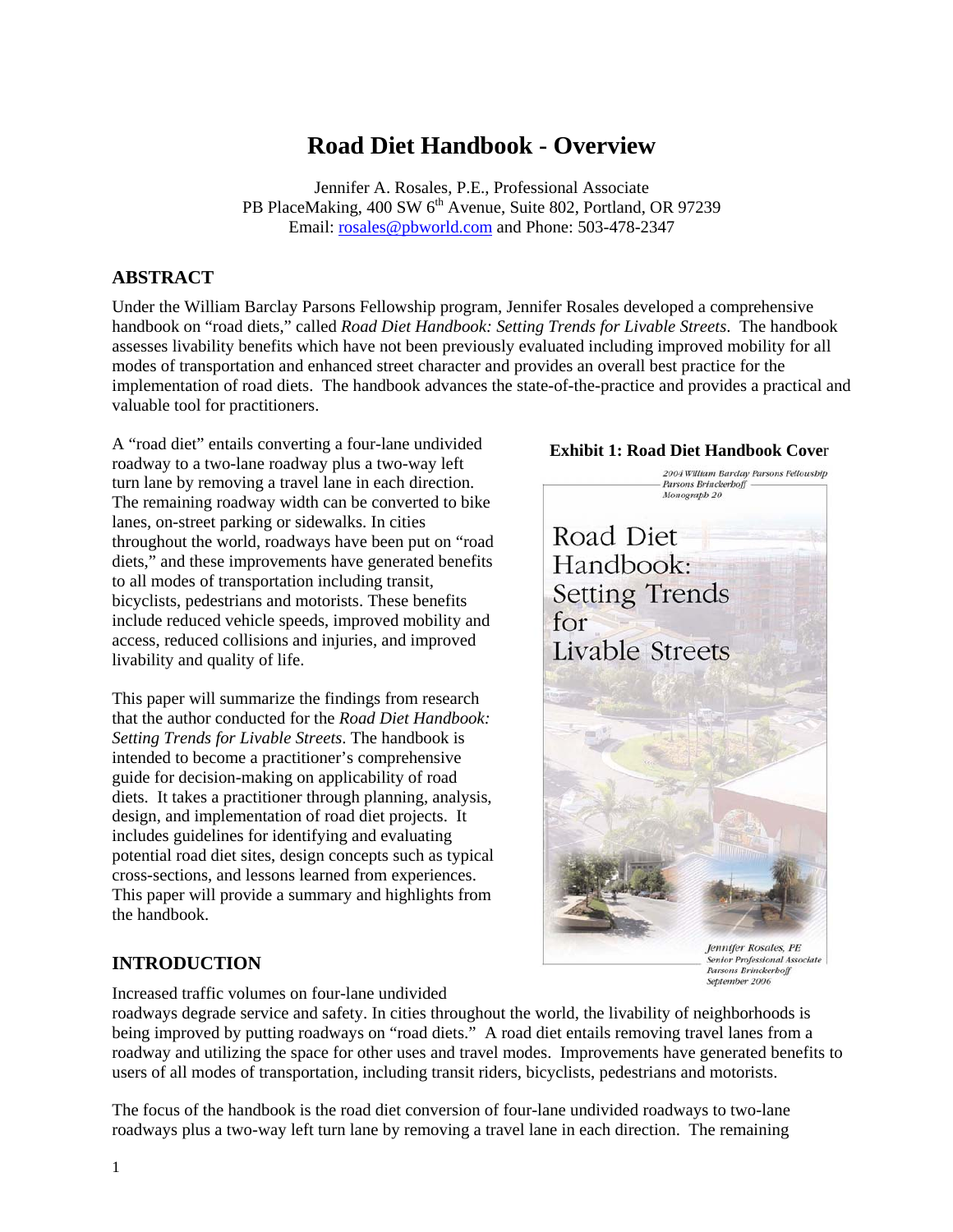# Road Diet Handbook - Overview

Jennifer A. Rosales, P.E., Professional Associate
PB PlaceMaking, 400 SW 6th Avenue, Suite 802, Portland, OR 97239
Email: rosales@pbworld.com and Phone: 503-478-2347

## ABSTRACT

Under the William Barclay Parsons Fellowship program, Jennifer Rosales developed a comprehensive handbook on "road diets," called *Road Diet Handbook: Setting Trends for Livable Streets*. The handbook assesses livability benefits which have not been previously evaluated including improved mobility for all modes of transportation and enhanced street character and provides an overall best practice for the implementation of road diets. The handbook advances the state-of-the-practice and provides a practical and valuable tool for practitioners.

A "road diet" entails converting a four-lane undivided roadway to a two-lane roadway plus a two-way left turn lane by removing a travel lane in each direction. The remaining roadway width can be converted to bike lanes, on-street parking or sidewalks. In cities throughout the world, roadways have been put on "road diets," and these improvements have generated benefits to all modes of transportation including transit, bicyclists, pedestrians and motorists. These benefits include reduced vehicle speeds, improved mobility and access, reduced collisions and injuries, and improved livability and quality of life.

This paper will summarize the findings from research that the author conducted for the *Road Diet Handbook: Setting Trends for Livable Streets*. The handbook is intended to become a practitioner's comprehensive guide for decision-making on applicability of road diets. It takes a practitioner through planning, analysis, design, and implementation of road diet projects. It includes guidelines for identifying and evaluating potential road diet sites, design concepts such as typical cross-sections, and lessons learned from experiences. This paper will provide a summary and highlights from the handbook.

**Exhibit 1: Road Diet Handbook Cover**

## INTRODUCTION

Increased traffic volumes on four-lane undivided roadways degrade service and safety. In cities throughout the world, the livability of neighborhoods is being improved by putting roadways on "road diets." A road diet entails removing travel lanes from a roadway and utilizing the space for other uses and travel modes. Improvements have generated benefits to users of all modes of transportation, including transit riders, bicyclists, pedestrians and motorists.

The focus of the handbook is the road diet conversion of four-lane undivided roadways to two-lane roadways plus a two-way left turn lane by removing a travel lane in each direction. The remaining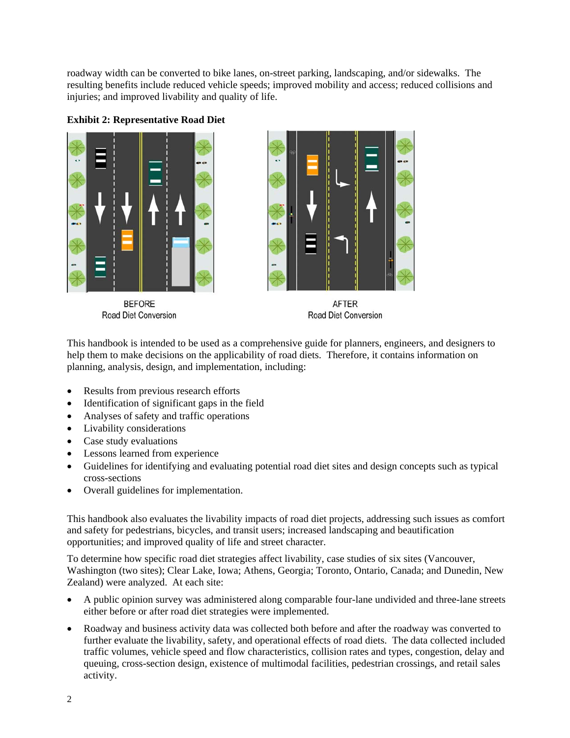roadway width can be converted to bike lanes, on-street parking, landscaping, and/or sidewalks. The resulting benefits include reduced vehicle speeds; improved mobility and access; reduced collisions and injuries; and improved livability and quality of life.

**Exhibit 2: Representative Road Diet**

BEFORE
Road Diet Conversion

AFTER
Road Diet Conversion

This handbook is intended to be used as a comprehensive guide for planners, engineers, and designers to help them to make decisions on the applicability of road diets. Therefore, it contains information on planning, analysis, design, and implementation, including:

- Results from previous research efforts
- Identification of significant gaps in the field
- Analyses of safety and traffic operations
- Livability considerations
- Case study evaluations
- Lessons learned from experience
- Guidelines for identifying and evaluating potential road diet sites and design concepts such as typical cross-sections
- Overall guidelines for implementation.

This handbook also evaluates the livability impacts of road diet projects, addressing such issues as comfort and safety for pedestrians, bicycles, and transit users; increased landscaping and beautification opportunities; and improved quality of life and street character.

To determine how specific road diet strategies affect livability, case studies of six sites (Vancouver, Washington (two sites); Clear Lake, Iowa; Athens, Georgia; Toronto, Ontario, Canada; and Dunedin, New Zealand) were analyzed. At each site:

- A public opinion survey was administered along comparable four-lane undivided and three-lane streets either before or after road diet strategies were implemented.
- Roadway and business activity data was collected both before and after the roadway was converted to further evaluate the livability, safety, and operational effects of road diets. The data collected included traffic volumes, vehicle speed and flow characteristics, collision rates and types, congestion, delay and queuing, cross-section design, existence of multimodal facilities, pedestrian crossings, and retail sales activity.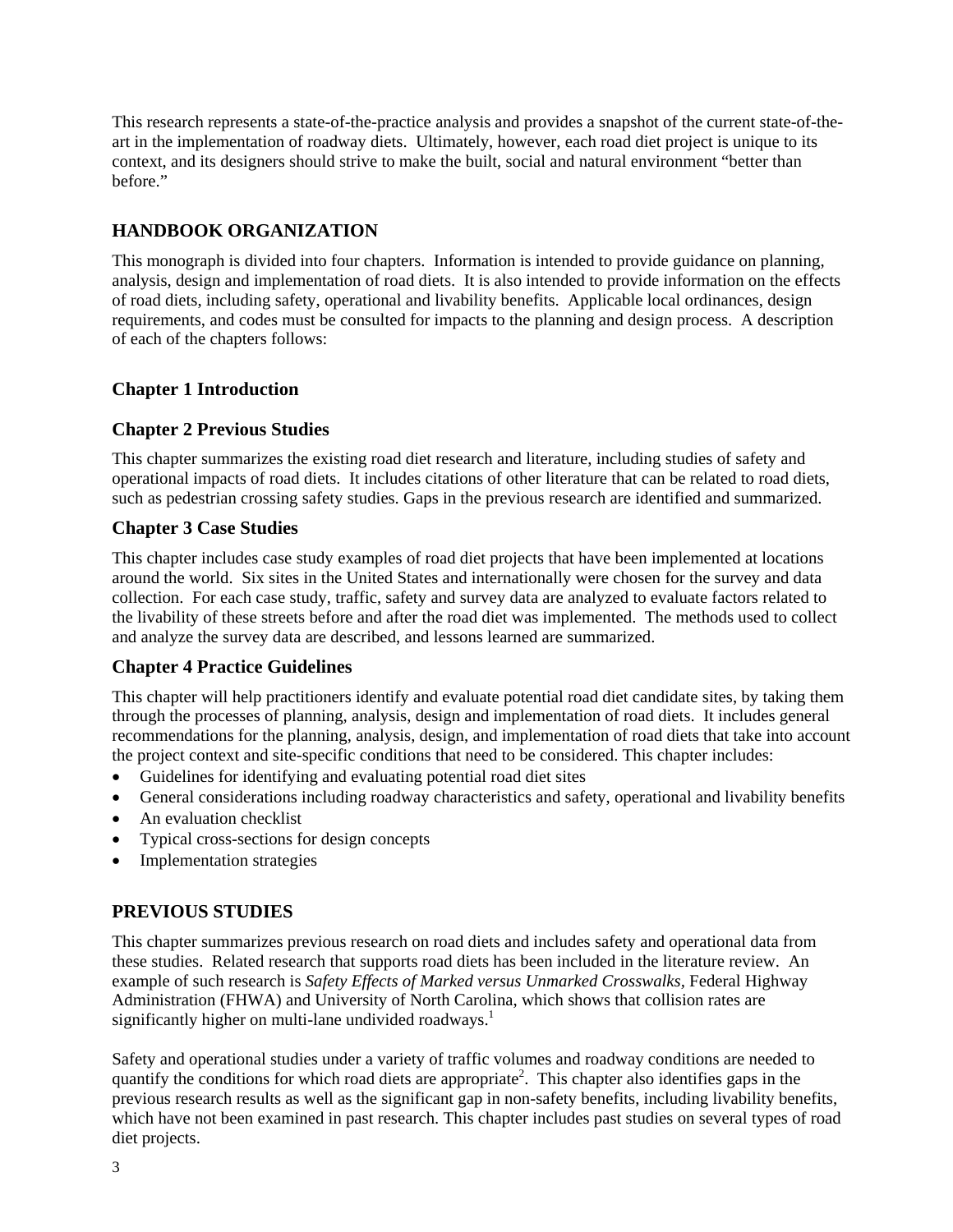This research represents a state-of-the-practice analysis and provides a snapshot of the current state-of-the-art in the implementation of roadway diets. Ultimately, however, each road diet project is unique to its context, and its designers should strive to make the built, social and natural environment "better than before."

## HANDBOOK ORGANIZATION

This monograph is divided into four chapters. Information is intended to provide guidance on planning, analysis, design and implementation of road diets. It is also intended to provide information on the effects of road diets, including safety, operational and livability benefits. Applicable local ordinances, design requirements, and codes must be consulted for impacts to the planning and design process. A description of each of the chapters follows:

### Chapter 1 Introduction

### Chapter 2 Previous Studies

This chapter summarizes the existing road diet research and literature, including studies of safety and operational impacts of road diets. It includes citations of other literature that can be related to road diets, such as pedestrian crossing safety studies. Gaps in the previous research are identified and summarized.

### Chapter 3 Case Studies

This chapter includes case study examples of road diet projects that have been implemented at locations around the world. Six sites in the United States and internationally were chosen for the survey and data collection. For each case study, traffic, safety and survey data are analyzed to evaluate factors related to the livability of these streets before and after the road diet was implemented. The methods used to collect and analyze the survey data are described, and lessons learned are summarized.

### Chapter 4 Practice Guidelines

This chapter will help practitioners identify and evaluate potential road diet candidate sites, by taking them through the processes of planning, analysis, design and implementation of road diets. It includes general recommendations for the planning, analysis, design, and implementation of road diets that take into account the project context and site-specific conditions that need to be considered. This chapter includes:

- Guidelines for identifying and evaluating potential road diet sites
- General considerations including roadway characteristics and safety, operational and livability benefits
- An evaluation checklist
- Typical cross-sections for design concepts
- Implementation strategies

## PREVIOUS STUDIES

This chapter summarizes previous research on road diets and includes safety and operational data from these studies. Related research that supports road diets has been included in the literature review. An example of such research is *Safety Effects of Marked versus Unmarked Crosswalks*, Federal Highway Administration (FHWA) and University of North Carolina, which shows that collision rates are significantly higher on multi-lane undivided roadways.[1]

Safety and operational studies under a variety of traffic volumes and roadway conditions are needed to quantify the conditions for which road diets are appropriate[2]. This chapter also identifies gaps in the previous research results as well as the significant gap in non-safety benefits, including livability benefits, which have not been examined in past research. This chapter includes past studies on several types of road diet projects.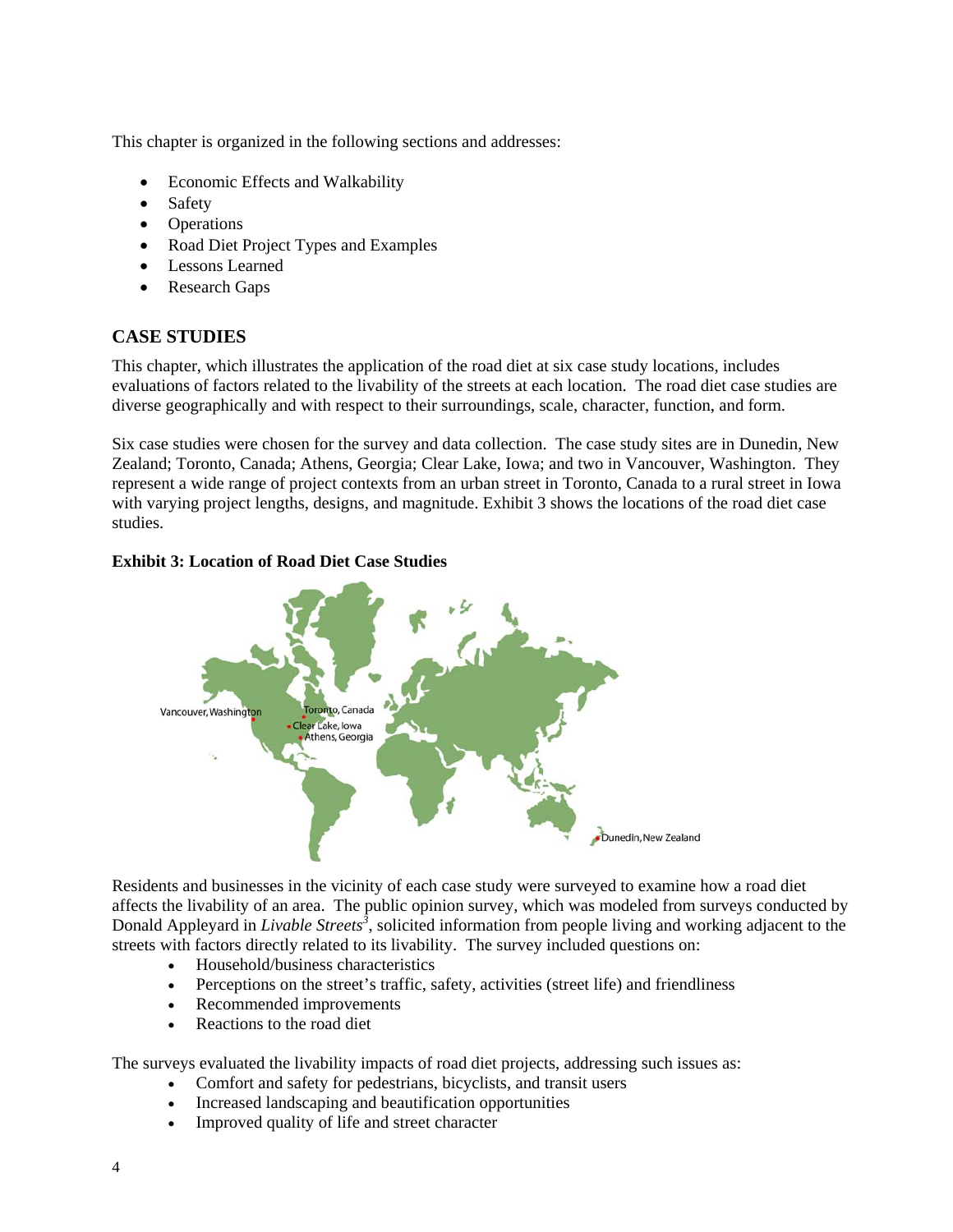This chapter is organized in the following sections and addresses:

- Economic Effects and Walkability
- Safety
- Operations
- Road Diet Project Types and Examples
- Lessons Learned
- Research Gaps

## CASE STUDIES

This chapter, which illustrates the application of the road diet at six case study locations, includes evaluations of factors related to the livability of the streets at each location. The road diet case studies are diverse geographically and with respect to their surroundings, scale, character, function, and form.

Six case studies were chosen for the survey and data collection. The case study sites are in Dunedin, New Zealand; Toronto, Canada; Athens, Georgia; Clear Lake, Iowa; and two in Vancouver, Washington. They represent a wide range of project contexts from an urban street in Toronto, Canada to a rural street in Iowa with varying project lengths, designs, and magnitude. Exhibit 3 shows the locations of the road diet case studies.

**Exhibit 3: Location of Road Diet Case Studies**

Residents and businesses in the vicinity of each case study were surveyed to examine how a road diet affects the livability of an area. The public opinion survey, which was modeled from surveys conducted by Donald Appleyard in *Livable Streets*[3], solicited information from people living and working adjacent to the streets with factors directly related to its livability. The survey included questions on:

- Household/business characteristics
- Perceptions on the street's traffic, safety, activities (street life) and friendliness
- Recommended improvements
- Reactions to the road diet

The surveys evaluated the livability impacts of road diet projects, addressing such issues as:

- Comfort and safety for pedestrians, bicyclists, and transit users
- Increased landscaping and beautification opportunities
- Improved quality of life and street character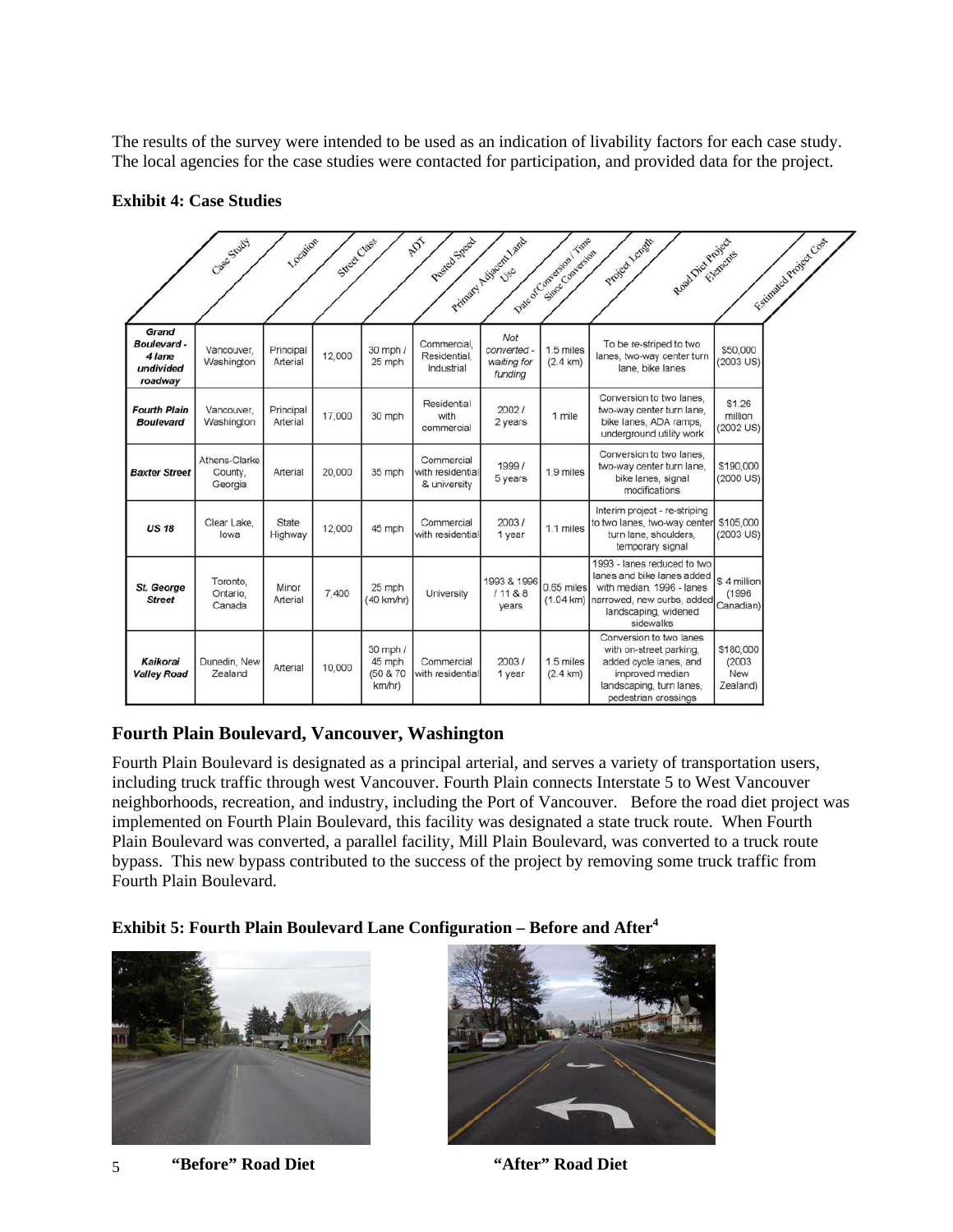The results of the survey were intended to be used as an indication of livability factors for each case study. The local agencies for the case studies were contacted for participation, and provided data for the project.

**Exhibit 4: Case Studies**

| Case Study | Location | Street Class | ADT | Posted Speed | Primary Adjacent Land Use | Date of Conversion / Time Since Conversion | Project Length | Road Diet Project Elements | Estimated Project Cost |
|---|---|---|---|---|---|---|---|---|---|
| ***Grand Boulevard - 4 lane undivided roadway*** | Vancouver, Washington | Principal Arterial | 12,000 | 30 mph / 25 mph | Commercial, Residential, Industrial | *Not converted - waiting for funding* | 1.5 miles (2.4 km) | To be re-striped to two lanes, two-way center turn lane, bike lanes | $50,000 (2003 US) |
| ***Fourth Plain Boulevard*** | Vancouver, Washington | Principal Arterial | 17,000 | 30 mph | Residential with commercial | 2002 / 2 years | 1 mile | Conversion to two lanes, two-way center turn lane, bike lanes, ADA ramps, underground utility work | $1.26 million (2002 US) |
| ***Baxter Street*** | Athens-Clarke County, Georgia | Arterial | 20,000 | 35 mph | Commercial with residential & university | 1999 / 5 years | 1.9 miles | Conversion to two lanes, two-way center turn lane, bike lanes, signal modifications | $190,000 (2000 US) |
| ***US 18*** | Clear Lake, Iowa | State Highway | 12,000 | 45 mph | Commercial with residential | 2003 / 1 year | 1.1 miles | Interim project - re-striping to two lanes, two-way center turn lane, shoulders, temporary signal | $105,000 (2003 US) |
| ***St. George Street*** | Toronto, Ontario, Canada | Minor Arterial | 7,400 | 25 mph (40 km/hr) | University | 1993 & 1996 / 11 & 8 years | 0.65 miles (1.04 km) | 1993 - lanes reduced to two lanes and bike lanes added with median, 1996 - lanes narrowed, new curbs, added landscaping, widened sidewalks | $ 4 million (1996 Canadian) |
| ***Kaikorai Valley Road*** | Dunedin, New Zealand | Arterial | 10,000 | 30 mph / 45 mph (50 & 70 km/hr) | Commercial with residential | 2003 / 1 year | 1.5 miles (2.4 km) | Conversion to two lanes with on-street parking, added cycle lanes, and improved median landscaping, turn lanes, pedestrian crossings | $180,000 (2003 New Zealand) |

## Fourth Plain Boulevard, Vancouver, Washington

Fourth Plain Boulevard is designated as a principal arterial, and serves a variety of transportation users, including truck traffic through west Vancouver. Fourth Plain connects Interstate 5 to West Vancouver neighborhoods, recreation, and industry, including the Port of Vancouver. Before the road diet project was implemented on Fourth Plain Boulevard, this facility was designated a state truck route. When Fourth Plain Boulevard was converted, a parallel facility, Mill Plain Boulevard, was converted to a truck route bypass. This new bypass contributed to the success of the project by removing some truck traffic from Fourth Plain Boulevard.

**Exhibit 5: Fourth Plain Boulevard Lane Configuration – Before and After**[4]

**"Before" Road Diet**

**"After" Road Diet**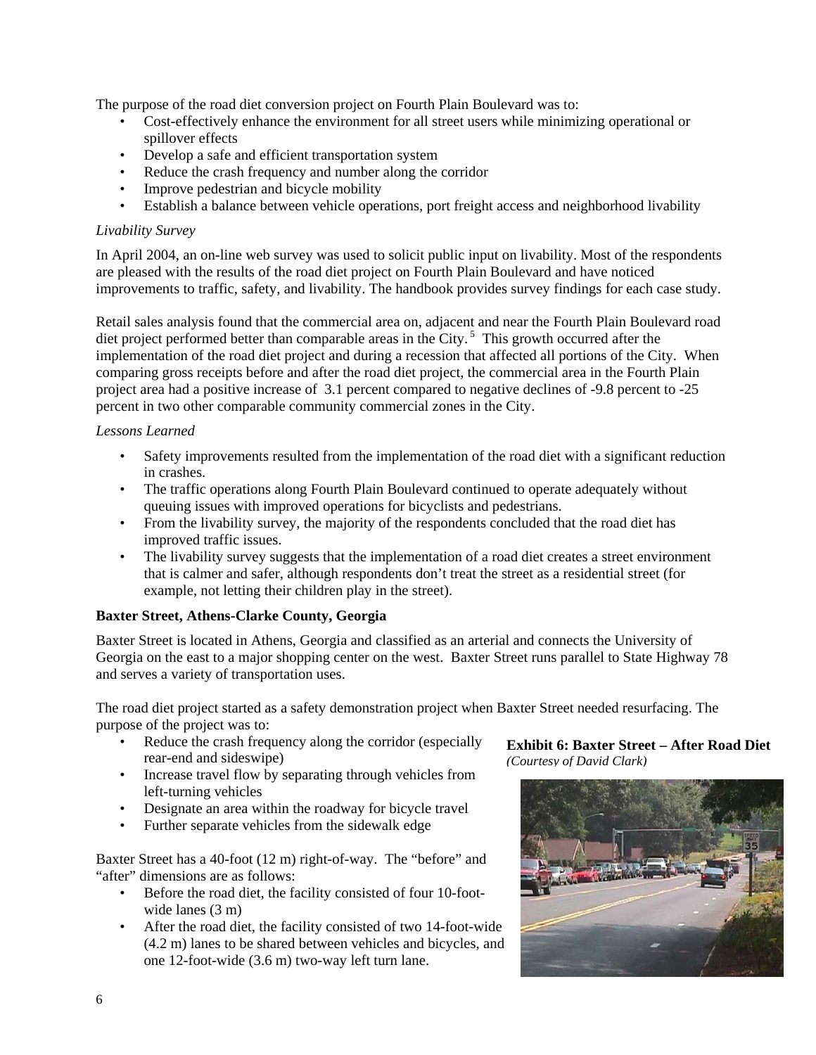The purpose of the road diet conversion project on Fourth Plain Boulevard was to:

- Cost-effectively enhance the environment for all street users while minimizing operational or spillover effects
- Develop a safe and efficient transportation system
- Reduce the crash frequency and number along the corridor
- Improve pedestrian and bicycle mobility
- Establish a balance between vehicle operations, port freight access and neighborhood livability

*Livability Survey*

In April 2004, an on-line web survey was used to solicit public input on livability. Most of the respondents are pleased with the results of the road diet project on Fourth Plain Boulevard and have noticed improvements to traffic, safety, and livability. The handbook provides survey findings for each case study.

Retail sales analysis found that the commercial area on, adjacent and near the Fourth Plain Boulevard road diet project performed better than comparable areas in the City.[5] This growth occurred after the implementation of the road diet project and during a recession that affected all portions of the City. When comparing gross receipts before and after the road diet project, the commercial area in the Fourth Plain project area had a positive increase of 3.1 percent compared to negative declines of -9.8 percent to -25 percent in two other comparable community commercial zones in the City.

*Lessons Learned*

- Safety improvements resulted from the implementation of the road diet with a significant reduction in crashes.
- The traffic operations along Fourth Plain Boulevard continued to operate adequately without queuing issues with improved operations for bicyclists and pedestrians.
- From the livability survey, the majority of the respondents concluded that the road diet has improved traffic issues.
- The livability survey suggests that the implementation of a road diet creates a street environment that is calmer and safer, although respondents don't treat the street as a residential street (for example, not letting their children play in the street).

**Baxter Street, Athens-Clarke County, Georgia**

Baxter Street is located in Athens, Georgia and classified as an arterial and connects the University of Georgia on the east to a major shopping center on the west. Baxter Street runs parallel to State Highway 78 and serves a variety of transportation uses.

The road diet project started as a safety demonstration project when Baxter Street needed resurfacing. The purpose of the project was to:

- Reduce the crash frequency along the corridor (especially rear-end and sideswipe)
- Increase travel flow by separating through vehicles from left-turning vehicles
- Designate an area within the roadway for bicycle travel
- Further separate vehicles from the sidewalk edge

**Exhibit 6: Baxter Street – After Road Diet**
*(Courtesy of David Clark)*

Baxter Street has a 40-foot (12 m) right-of-way. The "before" and "after" dimensions are as follows:

- Before the road diet, the facility consisted of four 10-foot-wide lanes (3 m)
- After the road diet, the facility consisted of two 14-foot-wide (4.2 m) lanes to be shared between vehicles and bicycles, and one 12-foot-wide (3.6 m) two-way left turn lane.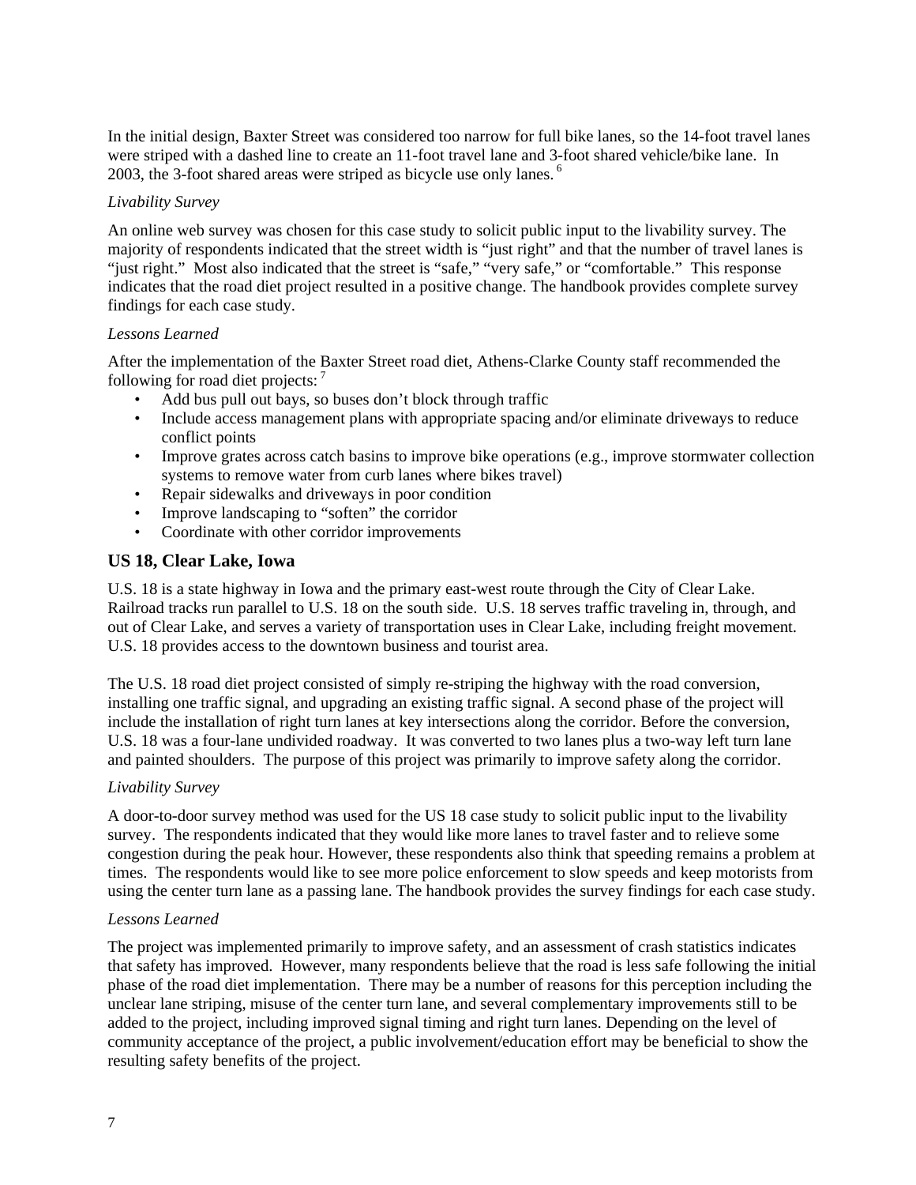In the initial design, Baxter Street was considered too narrow for full bike lanes, so the 14-foot travel lanes were striped with a dashed line to create an 11-foot travel lane and 3-foot shared vehicle/bike lane. In 2003, the 3-foot shared areas were striped as bicycle use only lanes.[6]

*Livability Survey*

An online web survey was chosen for this case study to solicit public input to the livability survey. The majority of respondents indicated that the street width is "just right" and that the number of travel lanes is "just right." Most also indicated that the street is "safe," "very safe," or "comfortable." This response indicates that the road diet project resulted in a positive change. The handbook provides complete survey findings for each case study.

*Lessons Learned*

After the implementation of the Baxter Street road diet, Athens-Clarke County staff recommended the following for road diet projects:[7]

- Add bus pull out bays, so buses don't block through traffic
- Include access management plans with appropriate spacing and/or eliminate driveways to reduce conflict points
- Improve grates across catch basins to improve bike operations (e.g., improve stormwater collection systems to remove water from curb lanes where bikes travel)
- Repair sidewalks and driveways in poor condition
- Improve landscaping to "soften" the corridor
- Coordinate with other corridor improvements

### US 18, Clear Lake, Iowa

U.S. 18 is a state highway in Iowa and the primary east-west route through the City of Clear Lake. Railroad tracks run parallel to U.S. 18 on the south side. U.S. 18 serves traffic traveling in, through, and out of Clear Lake, and serves a variety of transportation uses in Clear Lake, including freight movement. U.S. 18 provides access to the downtown business and tourist area.

The U.S. 18 road diet project consisted of simply re-striping the highway with the road conversion, installing one traffic signal, and upgrading an existing traffic signal. A second phase of the project will include the installation of right turn lanes at key intersections along the corridor. Before the conversion, U.S. 18 was a four-lane undivided roadway. It was converted to two lanes plus a two-way left turn lane and painted shoulders. The purpose of this project was primarily to improve safety along the corridor.

*Livability Survey*

A door-to-door survey method was used for the US 18 case study to solicit public input to the livability survey. The respondents indicated that they would like more lanes to travel faster and to relieve some congestion during the peak hour. However, these respondents also think that speeding remains a problem at times. The respondents would like to see more police enforcement to slow speeds and keep motorists from using the center turn lane as a passing lane. The handbook provides the survey findings for each case study.

*Lessons Learned*

The project was implemented primarily to improve safety, and an assessment of crash statistics indicates that safety has improved. However, many respondents believe that the road is less safe following the initial phase of the road diet implementation. There may be a number of reasons for this perception including the unclear lane striping, misuse of the center turn lane, and several complementary improvements still to be added to the project, including improved signal timing and right turn lanes. Depending on the level of community acceptance of the project, a public involvement/education effort may be beneficial to show the resulting safety benefits of the project.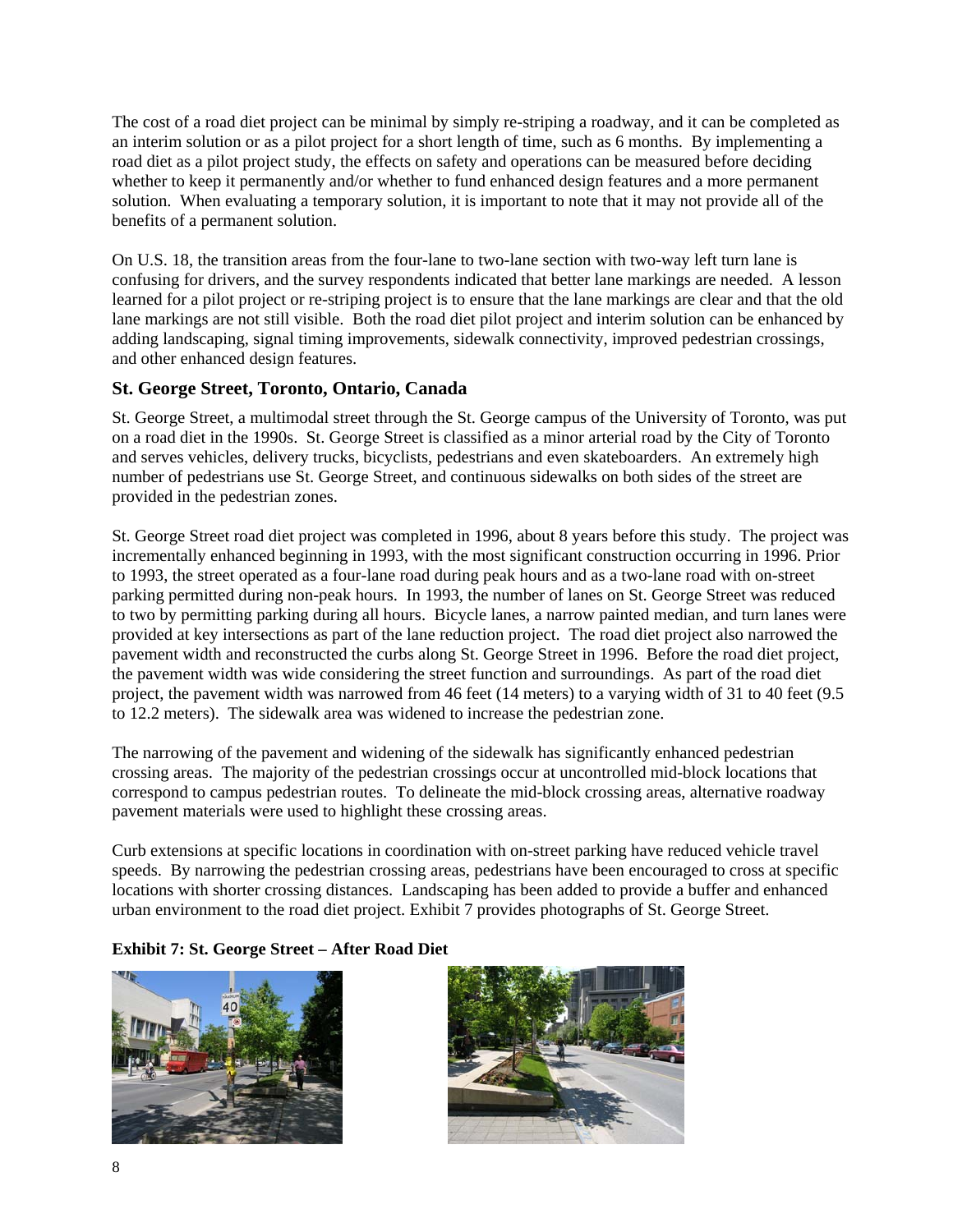The cost of a road diet project can be minimal by simply re-striping a roadway, and it can be completed as an interim solution or as a pilot project for a short length of time, such as 6 months. By implementing a road diet as a pilot project study, the effects on safety and operations can be measured before deciding whether to keep it permanently and/or whether to fund enhanced design features and a more permanent solution. When evaluating a temporary solution, it is important to note that it may not provide all of the benefits of a permanent solution.

On U.S. 18, the transition areas from the four-lane to two-lane section with two-way left turn lane is confusing for drivers, and the survey respondents indicated that better lane markings are needed. A lesson learned for a pilot project or re-striping project is to ensure that the lane markings are clear and that the old lane markings are not still visible. Both the road diet pilot project and interim solution can be enhanced by adding landscaping, signal timing improvements, sidewalk connectivity, improved pedestrian crossings, and other enhanced design features.

### St. George Street, Toronto, Ontario, Canada

St. George Street, a multimodal street through the St. George campus of the University of Toronto, was put on a road diet in the 1990s. St. George Street is classified as a minor arterial road by the City of Toronto and serves vehicles, delivery trucks, bicyclists, pedestrians and even skateboarders. An extremely high number of pedestrians use St. George Street, and continuous sidewalks on both sides of the street are provided in the pedestrian zones.

St. George Street road diet project was completed in 1996, about 8 years before this study. The project was incrementally enhanced beginning in 1993, with the most significant construction occurring in 1996. Prior to 1993, the street operated as a four-lane road during peak hours and as a two-lane road with on-street parking permitted during non-peak hours. In 1993, the number of lanes on St. George Street was reduced to two by permitting parking during all hours. Bicycle lanes, a narrow painted median, and turn lanes were provided at key intersections as part of the lane reduction project. The road diet project also narrowed the pavement width and reconstructed the curbs along St. George Street in 1996. Before the road diet project, the pavement width was wide considering the street function and surroundings. As part of the road diet project, the pavement width was narrowed from 46 feet (14 meters) to a varying width of 31 to 40 feet (9.5 to 12.2 meters). The sidewalk area was widened to increase the pedestrian zone.

The narrowing of the pavement and widening of the sidewalk has significantly enhanced pedestrian crossing areas. The majority of the pedestrian crossings occur at uncontrolled mid-block locations that correspond to campus pedestrian routes. To delineate the mid-block crossing areas, alternative roadway pavement materials were used to highlight these crossing areas.

Curb extensions at specific locations in coordination with on-street parking have reduced vehicle travel speeds. By narrowing the pedestrian crossing areas, pedestrians have been encouraged to cross at specific locations with shorter crossing distances. Landscaping has been added to provide a buffer and enhanced urban environment to the road diet project. Exhibit 7 provides photographs of St. George Street.

**Exhibit 7: St. George Street – After Road Diet**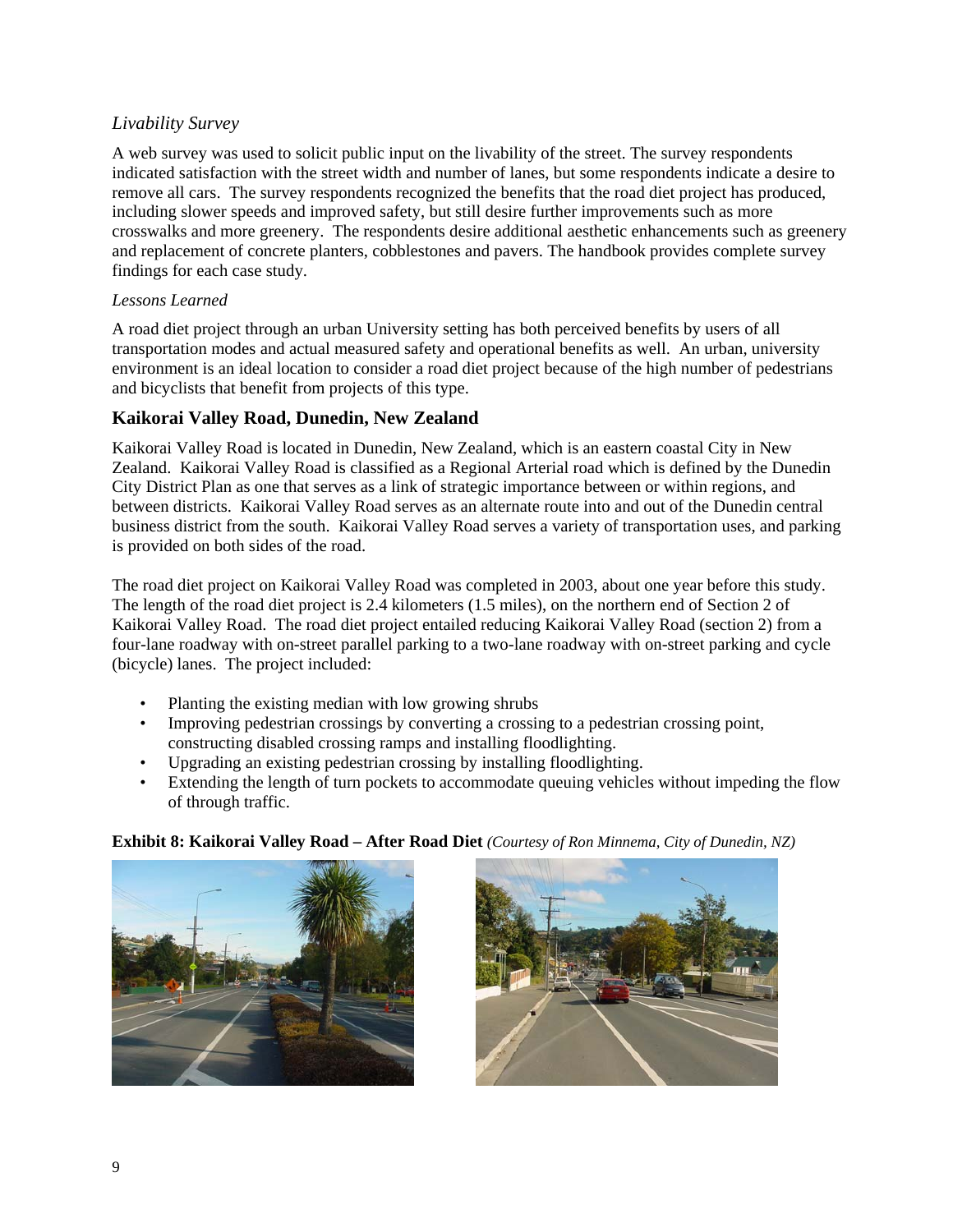*Livability Survey*

A web survey was used to solicit public input on the livability of the street. The survey respondents indicated satisfaction with the street width and number of lanes, but some respondents indicate a desire to remove all cars. The survey respondents recognized the benefits that the road diet project has produced, including slower speeds and improved safety, but still desire further improvements such as more crosswalks and more greenery. The respondents desire additional aesthetic enhancements such as greenery and replacement of concrete planters, cobblestones and pavers. The handbook provides complete survey findings for each case study.

*Lessons Learned*

A road diet project through an urban University setting has both perceived benefits by users of all transportation modes and actual measured safety and operational benefits as well. An urban, university environment is an ideal location to consider a road diet project because of the high number of pedestrians and bicyclists that benefit from projects of this type.

## Kaikorai Valley Road, Dunedin, New Zealand

Kaikorai Valley Road is located in Dunedin, New Zealand, which is an eastern coastal City in New Zealand. Kaikorai Valley Road is classified as a Regional Arterial road which is defined by the Dunedin City District Plan as one that serves as a link of strategic importance between or within regions, and between districts. Kaikorai Valley Road serves as an alternate route into and out of the Dunedin central business district from the south. Kaikorai Valley Road serves a variety of transportation uses, and parking is provided on both sides of the road.

The road diet project on Kaikorai Valley Road was completed in 2003, about one year before this study. The length of the road diet project is 2.4 kilometers (1.5 miles), on the northern end of Section 2 of Kaikorai Valley Road. The road diet project entailed reducing Kaikorai Valley Road (section 2) from a four-lane roadway with on-street parallel parking to a two-lane roadway with on-street parking and cycle (bicycle) lanes. The project included:

- Planting the existing median with low growing shrubs
- Improving pedestrian crossings by converting a crossing to a pedestrian crossing point, constructing disabled crossing ramps and installing floodlighting.
- Upgrading an existing pedestrian crossing by installing floodlighting.
- Extending the length of turn pockets to accommodate queuing vehicles without impeding the flow of through traffic.

**Exhibit 8: Kaikorai Valley Road – After Road Diet** *(Courtesy of Ron Minnema, City of Dunedin, NZ)*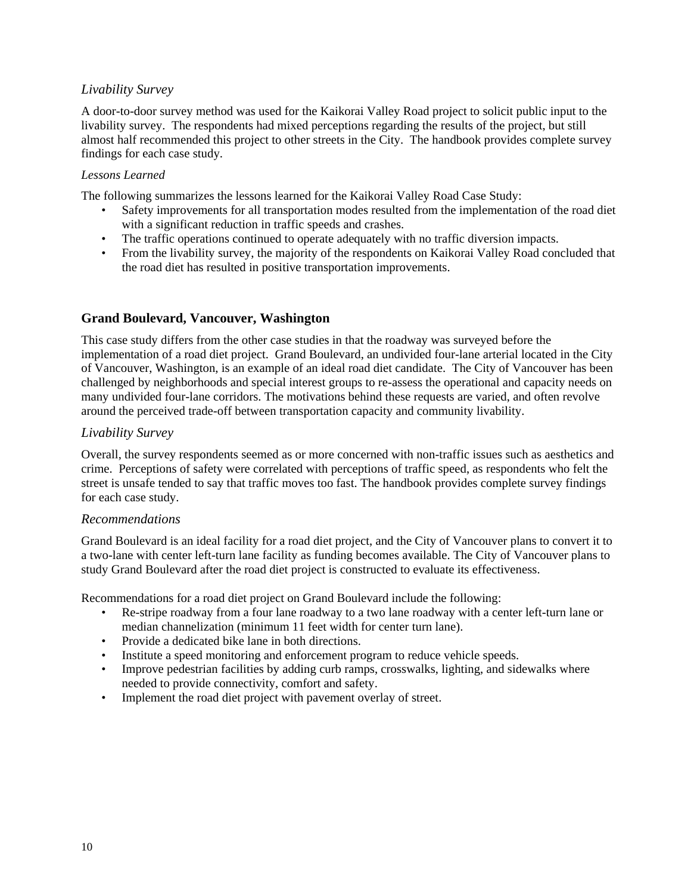### *Livability Survey*

A door-to-door survey method was used for the Kaikorai Valley Road project to solicit public input to the livability survey. The respondents had mixed perceptions regarding the results of the project, but still almost half recommended this project to other streets in the City. The handbook provides complete survey findings for each case study.

#### *Lessons Learned*

The following summarizes the lessons learned for the Kaikorai Valley Road Case Study:

- Safety improvements for all transportation modes resulted from the implementation of the road diet with a significant reduction in traffic speeds and crashes.
- The traffic operations continued to operate adequately with no traffic diversion impacts.
- From the livability survey, the majority of the respondents on Kaikorai Valley Road concluded that the road diet has resulted in positive transportation improvements.

## Grand Boulevard, Vancouver, Washington

This case study differs from the other case studies in that the roadway was surveyed before the implementation of a road diet project. Grand Boulevard, an undivided four-lane arterial located in the City of Vancouver, Washington, is an example of an ideal road diet candidate. The City of Vancouver has been challenged by neighborhoods and special interest groups to re-assess the operational and capacity needs on many undivided four-lane corridors. The motivations behind these requests are varied, and often revolve around the perceived trade-off between transportation capacity and community livability.

### *Livability Survey*

Overall, the survey respondents seemed as or more concerned with non-traffic issues such as aesthetics and crime. Perceptions of safety were correlated with perceptions of traffic speed, as respondents who felt the street is unsafe tended to say that traffic moves too fast. The handbook provides complete survey findings for each case study.

### *Recommendations*

Grand Boulevard is an ideal facility for a road diet project, and the City of Vancouver plans to convert it to a two-lane with center left-turn lane facility as funding becomes available. The City of Vancouver plans to study Grand Boulevard after the road diet project is constructed to evaluate its effectiveness.

Recommendations for a road diet project on Grand Boulevard include the following:

- Re-stripe roadway from a four lane roadway to a two lane roadway with a center left-turn lane or median channelization (minimum 11 feet width for center turn lane).
- Provide a dedicated bike lane in both directions.
- Institute a speed monitoring and enforcement program to reduce vehicle speeds.
- Improve pedestrian facilities by adding curb ramps, crosswalks, lighting, and sidewalks where needed to provide connectivity, comfort and safety.
- Implement the road diet project with pavement overlay of street.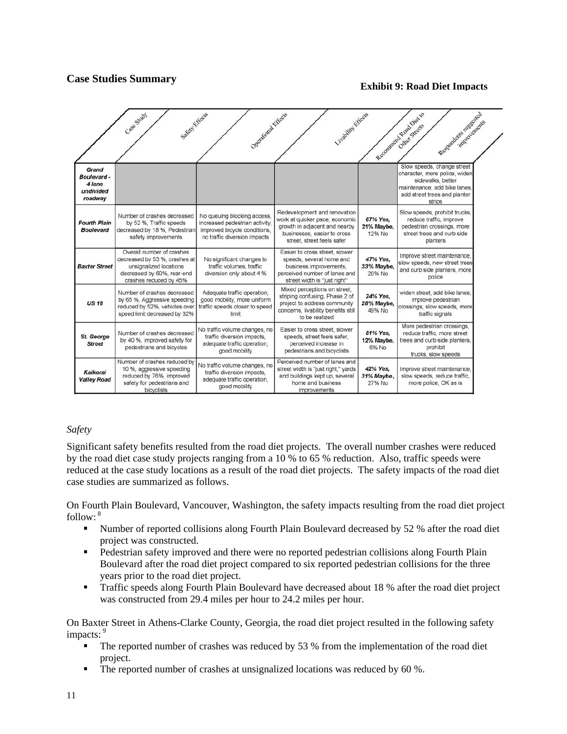## Case Studies Summary

**Exhibit 9: Road Diet Impacts**

| Case Study | Safety Effects | Operational Effects | Livability Effects | Recommend Road Diet to Other Streets | Respondents suggested improvements |
|---|---|---|---|---|---|
| ***Grand Boulevard - 4 lane undivided roadway*** | | | | | Slow speeds, change street character, more police, widen sidewalks, better maintenance, add bike lanes, add street trees and planter strips |
| ***Fourth Plain Boulevard*** | Number of crashes decreased by 52 %, Traffic speeds decreased by 18 %, Pedestrian safety improvements | No queuing blocking access, increased pedestrian activity, improved bicycle conditions, no traffic diversion impacts | Redevelopment and renovation work at quicker pace, economic growth in adjacent and nearby businesses, easier to cross street, street feels safer | *67% Yes*, 21% Maybe, 12% No | Slow speeds, prohibit trucks, reduce traffic, improve pedestrian crossings, more street trees and curb side planters |
| ***Baxter Street*** | Overall number of crashes decreased by 53 %, crashes at unsignalized locations decreased by 60%, rear-end crashes reduced by 45% | No significant changes to traffic volumes, traffic diversion only about 4 % | Easier to cross street, slower speeds, several home and business improvements, perceived number of lanes and street width is "just right" | *47% Yes*, 33% Maybe, 20% No | Improve street maintenance, slow speeds, new street trees and curb side planters, more police |
| ***US 18*** | Number of crashes decreased by 65 %, Aggressive speeding reduced by 52%, vehicles over speed limit decreased by 32% | Adequate traffic operation, good mobility, more uniform traffic speeds closer to speed limit | Mixed perceptions on street, striping confusing, Phase 2 of project to address community concerns, livability benefits still to be realized | *24% Yes*, 28% Maybe, 49% No | widen street, add bike lanes, improve pedestrian crossings, slow speeds, more traffic signals |
| ***St. George Street*** | Number of crashes decreased by 40 %, improved safety for pedestrians and bicycles | No traffic volume changes, no traffic diversion impacts, adequate traffic operation, good mobility | Easier to cross street, slower speeds, street feels safer, perceived increase in pedestrians and bicyclists | *81% Yes*, 12% Maybe, 6% No | More pedestrian crossings, reduce traffic, more street trees and curb side planters, prohibit trucks, slow speeds |
| ***Kaikorai Valley Road*** | Number of crashes reduced by 10 %, aggressive speeding reduced by 76%, improved safety for pedestrians and bicyclists | No traffic volume changes, no traffic diversion impacts, adequate traffic operation, good mobility | Perceived number of lanes and street width is "just right," yards and buildings kept up, several home and business improvements | *42% Yes*, 31% Maybe, 27% No | Improve street maintenance, slow speeds, reduce traffic, more police, OK as is |

*Safety*

Significant safety benefits resulted from the road diet projects. The overall number crashes were reduced by the road diet case study projects ranging from a 10 % to 65 % reduction. Also, traffic speeds were reduced at the case study locations as a result of the road diet projects. The safety impacts of the road diet case studies are summarized as follows.

On Fourth Plain Boulevard, Vancouver, Washington, the safety impacts resulting from the road diet project follow: [8]

- Number of reported collisions along Fourth Plain Boulevard decreased by 52 % after the road diet project was constructed.
- Pedestrian safety improved and there were no reported pedestrian collisions along Fourth Plain Boulevard after the road diet project compared to six reported pedestrian collisions for the three years prior to the road diet project.
- Traffic speeds along Fourth Plain Boulevard have decreased about 18 % after the road diet project was constructed from 29.4 miles per hour to 24.2 miles per hour.

On Baxter Street in Athens-Clarke County, Georgia, the road diet project resulted in the following safety impacts: [9]

- The reported number of crashes was reduced by 53 % from the implementation of the road diet project.
- The reported number of crashes at unsignalized locations was reduced by 60 %.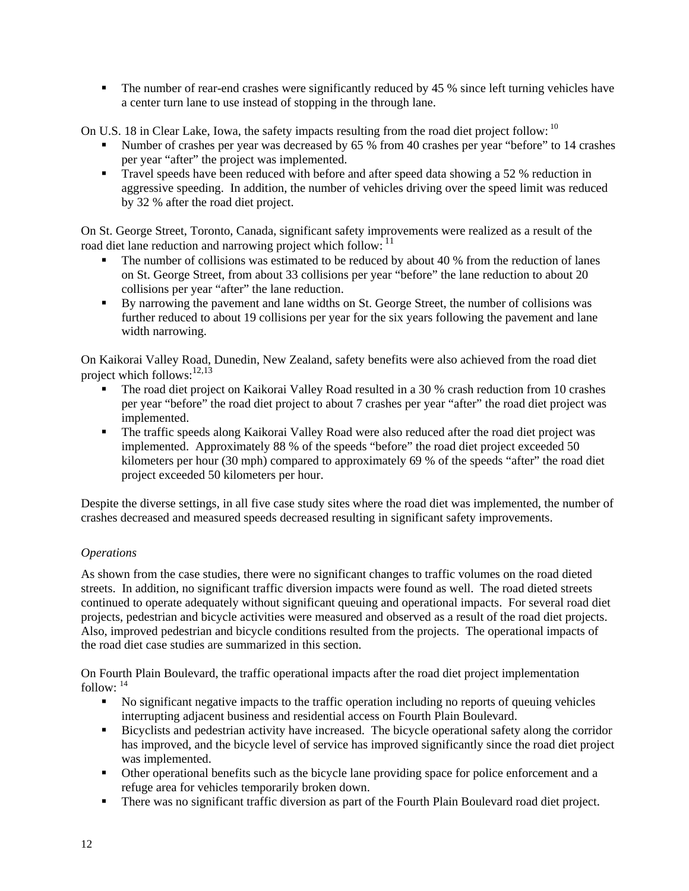- The number of rear-end crashes were significantly reduced by 45 % since left turning vehicles have a center turn lane to use instead of stopping in the through lane.

On U.S. 18 in Clear Lake, Iowa, the safety impacts resulting from the road diet project follow: [10]

- Number of crashes per year was decreased by 65 % from 40 crashes per year "before" to 14 crashes per year "after" the project was implemented.
- Travel speeds have been reduced with before and after speed data showing a 52 % reduction in aggressive speeding. In addition, the number of vehicles driving over the speed limit was reduced by 32 % after the road diet project.

On St. George Street, Toronto, Canada, significant safety improvements were realized as a result of the road diet lane reduction and narrowing project which follow: [11]

- The number of collisions was estimated to be reduced by about 40 % from the reduction of lanes on St. George Street, from about 33 collisions per year "before" the lane reduction to about 20 collisions per year "after" the lane reduction.
- By narrowing the pavement and lane widths on St. George Street, the number of collisions was further reduced to about 19 collisions per year for the six years following the pavement and lane width narrowing.

On Kaikorai Valley Road, Dunedin, New Zealand, safety benefits were also achieved from the road diet project which follows:[12,13]

- The road diet project on Kaikorai Valley Road resulted in a 30 % crash reduction from 10 crashes per year "before" the road diet project to about 7 crashes per year "after" the road diet project was implemented.
- The traffic speeds along Kaikorai Valley Road were also reduced after the road diet project was implemented. Approximately 88 % of the speeds "before" the road diet project exceeded 50 kilometers per hour (30 mph) compared to approximately 69 % of the speeds "after" the road diet project exceeded 50 kilometers per hour.

Despite the diverse settings, in all five case study sites where the road diet was implemented, the number of crashes decreased and measured speeds decreased resulting in significant safety improvements.

*Operations*

As shown from the case studies, there were no significant changes to traffic volumes on the road dieted streets. In addition, no significant traffic diversion impacts were found as well. The road dieted streets continued to operate adequately without significant queuing and operational impacts. For several road diet projects, pedestrian and bicycle activities were measured and observed as a result of the road diet projects. Also, improved pedestrian and bicycle conditions resulted from the projects. The operational impacts of the road diet case studies are summarized in this section.

On Fourth Plain Boulevard, the traffic operational impacts after the road diet project implementation follow: [14]

- No significant negative impacts to the traffic operation including no reports of queuing vehicles interrupting adjacent business and residential access on Fourth Plain Boulevard.
- Bicyclists and pedestrian activity have increased. The bicycle operational safety along the corridor has improved, and the bicycle level of service has improved significantly since the road diet project was implemented.
- Other operational benefits such as the bicycle lane providing space for police enforcement and a refuge area for vehicles temporarily broken down.
- There was no significant traffic diversion as part of the Fourth Plain Boulevard road diet project.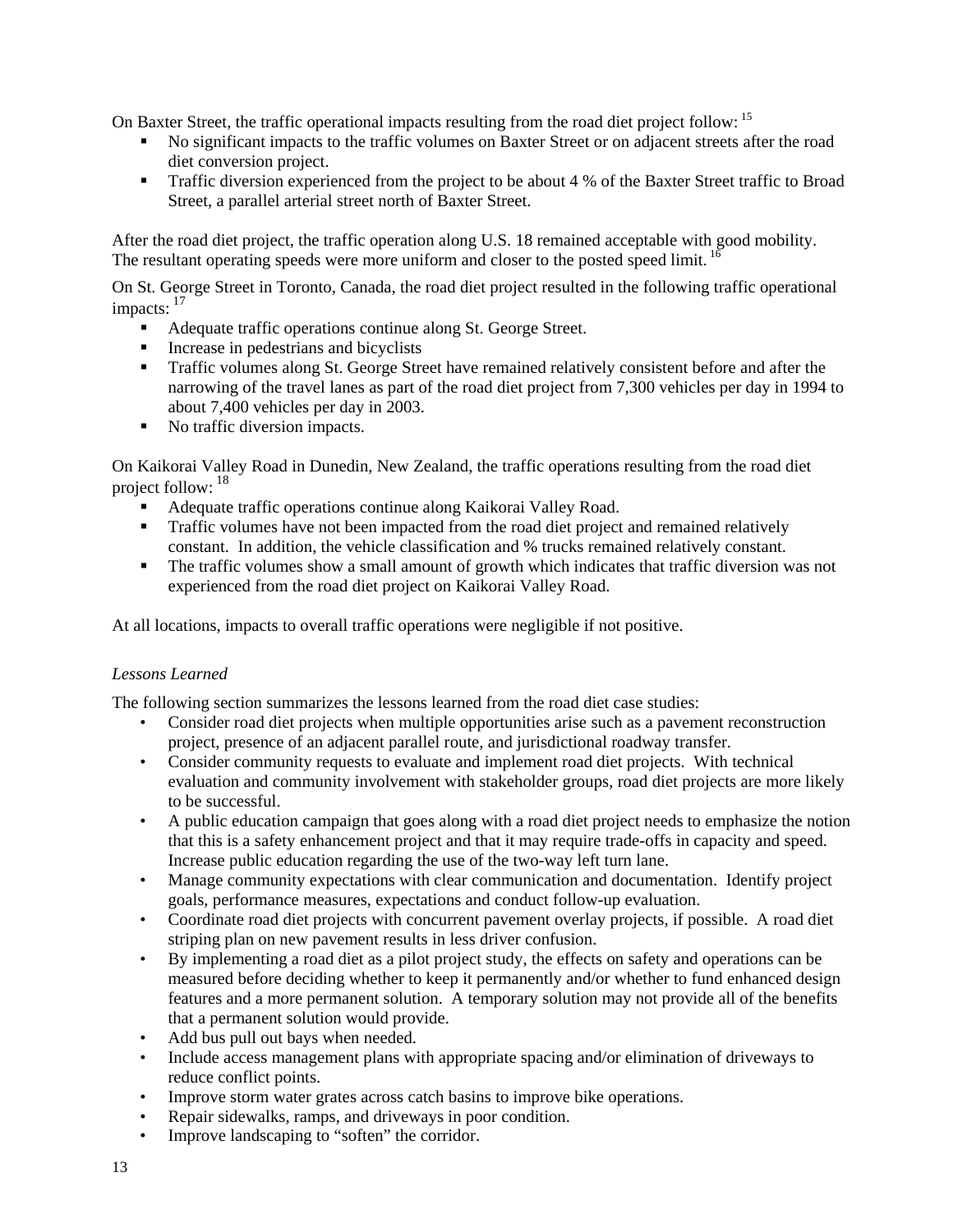On Baxter Street, the traffic operational impacts resulting from the road diet project follow: [15]

- No significant impacts to the traffic volumes on Baxter Street or on adjacent streets after the road diet conversion project.
- Traffic diversion experienced from the project to be about 4 % of the Baxter Street traffic to Broad Street, a parallel arterial street north of Baxter Street.

After the road diet project, the traffic operation along U.S. 18 remained acceptable with good mobility. The resultant operating speeds were more uniform and closer to the posted speed limit. [16]

On St. George Street in Toronto, Canada, the road diet project resulted in the following traffic operational impacts: [17]

- Adequate traffic operations continue along St. George Street.
- Increase in pedestrians and bicyclists
- Traffic volumes along St. George Street have remained relatively consistent before and after the narrowing of the travel lanes as part of the road diet project from 7,300 vehicles per day in 1994 to about 7,400 vehicles per day in 2003.
- No traffic diversion impacts.

On Kaikorai Valley Road in Dunedin, New Zealand, the traffic operations resulting from the road diet project follow: [18]

- Adequate traffic operations continue along Kaikorai Valley Road.
- Traffic volumes have not been impacted from the road diet project and remained relatively constant. In addition, the vehicle classification and % trucks remained relatively constant.
- The traffic volumes show a small amount of growth which indicates that traffic diversion was not experienced from the road diet project on Kaikorai Valley Road.

At all locations, impacts to overall traffic operations were negligible if not positive.

*Lessons Learned*

The following section summarizes the lessons learned from the road diet case studies:

- Consider road diet projects when multiple opportunities arise such as a pavement reconstruction project, presence of an adjacent parallel route, and jurisdictional roadway transfer.
- Consider community requests to evaluate and implement road diet projects. With technical evaluation and community involvement with stakeholder groups, road diet projects are more likely to be successful.
- A public education campaign that goes along with a road diet project needs to emphasize the notion that this is a safety enhancement project and that it may require trade-offs in capacity and speed. Increase public education regarding the use of the two-way left turn lane.
- Manage community expectations with clear communication and documentation. Identify project goals, performance measures, expectations and conduct follow-up evaluation.
- Coordinate road diet projects with concurrent pavement overlay projects, if possible. A road diet striping plan on new pavement results in less driver confusion.
- By implementing a road diet as a pilot project study, the effects on safety and operations can be measured before deciding whether to keep it permanently and/or whether to fund enhanced design features and a more permanent solution. A temporary solution may not provide all of the benefits that a permanent solution would provide.
- Add bus pull out bays when needed.
- Include access management plans with appropriate spacing and/or elimination of driveways to reduce conflict points.
- Improve storm water grates across catch basins to improve bike operations.
- Repair sidewalks, ramps, and driveways in poor condition.
- Improve landscaping to "soften" the corridor.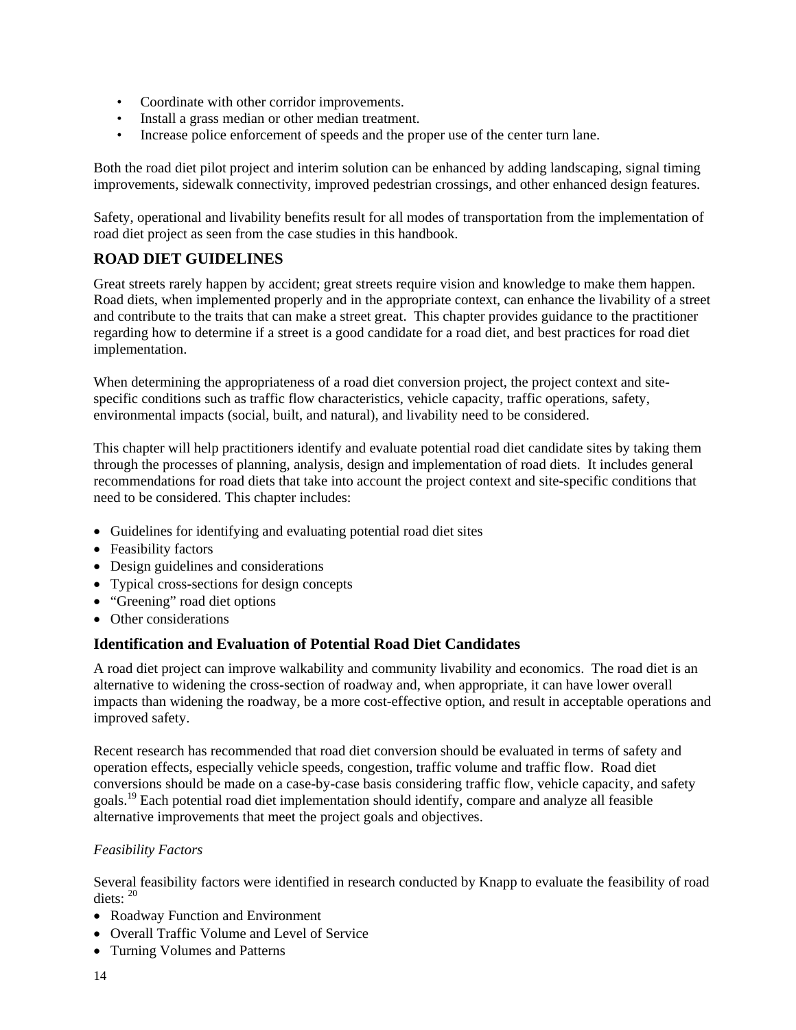- Coordinate with other corridor improvements.
- Install a grass median or other median treatment.
- Increase police enforcement of speeds and the proper use of the center turn lane.

Both the road diet pilot project and interim solution can be enhanced by adding landscaping, signal timing improvements, sidewalk connectivity, improved pedestrian crossings, and other enhanced design features.

Safety, operational and livability benefits result for all modes of transportation from the implementation of road diet project as seen from the case studies in this handbook.

## ROAD DIET GUIDELINES

Great streets rarely happen by accident; great streets require vision and knowledge to make them happen. Road diets, when implemented properly and in the appropriate context, can enhance the livability of a street and contribute to the traits that can make a street great. This chapter provides guidance to the practitioner regarding how to determine if a street is a good candidate for a road diet, and best practices for road diet implementation.

When determining the appropriateness of a road diet conversion project, the project context and site-specific conditions such as traffic flow characteristics, vehicle capacity, traffic operations, safety, environmental impacts (social, built, and natural), and livability need to be considered.

This chapter will help practitioners identify and evaluate potential road diet candidate sites by taking them through the processes of planning, analysis, design and implementation of road diets. It includes general recommendations for road diets that take into account the project context and site-specific conditions that need to be considered. This chapter includes:

- Guidelines for identifying and evaluating potential road diet sites
- Feasibility factors
- Design guidelines and considerations
- Typical cross-sections for design concepts
- "Greening" road diet options
- Other considerations

### Identification and Evaluation of Potential Road Diet Candidates

A road diet project can improve walkability and community livability and economics. The road diet is an alternative to widening the cross-section of roadway and, when appropriate, it can have lower overall impacts than widening the roadway, be a more cost-effective option, and result in acceptable operations and improved safety.

Recent research has recommended that road diet conversion should be evaluated in terms of safety and operation effects, especially vehicle speeds, congestion, traffic volume and traffic flow. Road diet conversions should be made on a case-by-case basis considering traffic flow, vehicle capacity, and safety goals.[19] Each potential road diet implementation should identify, compare and analyze all feasible alternative improvements that meet the project goals and objectives.

*Feasibility Factors*

Several feasibility factors were identified in research conducted by Knapp to evaluate the feasibility of road diets: [20]

- Roadway Function and Environment
- Overall Traffic Volume and Level of Service
- Turning Volumes and Patterns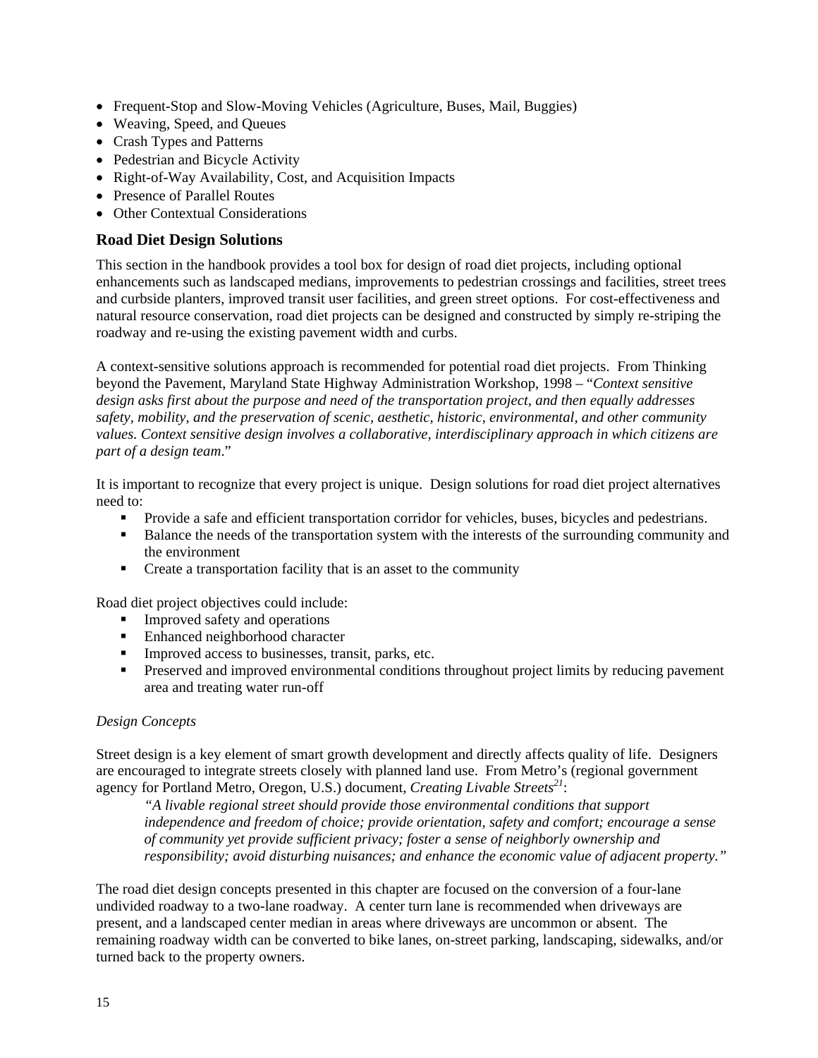- Frequent-Stop and Slow-Moving Vehicles (Agriculture, Buses, Mail, Buggies)
- Weaving, Speed, and Queues
- Crash Types and Patterns
- Pedestrian and Bicycle Activity
- Right-of-Way Availability, Cost, and Acquisition Impacts
- Presence of Parallel Routes
- Other Contextual Considerations

## Road Diet Design Solutions

This section in the handbook provides a tool box for design of road diet projects, including optional enhancements such as landscaped medians, improvements to pedestrian crossings and facilities, street trees and curbside planters, improved transit user facilities, and green street options. For cost-effectiveness and natural resource conservation, road diet projects can be designed and constructed by simply re-striping the roadway and re-using the existing pavement width and curbs.

A context-sensitive solutions approach is recommended for potential road diet projects. From Thinking beyond the Pavement, Maryland State Highway Administration Workshop, 1998 – "*Context sensitive design asks first about the purpose and need of the transportation project, and then equally addresses safety, mobility, and the preservation of scenic, aesthetic, historic, environmental, and other community values. Context sensitive design involves a collaborative, interdisciplinary approach in which citizens are part of a design team*."

It is important to recognize that every project is unique. Design solutions for road diet project alternatives need to:

- Provide a safe and efficient transportation corridor for vehicles, buses, bicycles and pedestrians.
- Balance the needs of the transportation system with the interests of the surrounding community and the environment
- Create a transportation facility that is an asset to the community

Road diet project objectives could include:

- Improved safety and operations
- Enhanced neighborhood character
- Improved access to businesses, transit, parks, etc.
- Preserved and improved environmental conditions throughout project limits by reducing pavement area and treating water run-off

*Design Concepts*

Street design is a key element of smart growth development and directly affects quality of life. Designers are encouraged to integrate streets closely with planned land use. From Metro's (regional government agency for Portland Metro, Oregon, U.S.) document, *Creating Livable Streets*[21]:

> *"A livable regional street should provide those environmental conditions that support independence and freedom of choice; provide orientation, safety and comfort; encourage a sense of community yet provide sufficient privacy; foster a sense of neighborly ownership and responsibility; avoid disturbing nuisances; and enhance the economic value of adjacent property."*

The road diet design concepts presented in this chapter are focused on the conversion of a four-lane undivided roadway to a two-lane roadway. A center turn lane is recommended when driveways are present, and a landscaped center median in areas where driveways are uncommon or absent. The remaining roadway width can be converted to bike lanes, on-street parking, landscaping, sidewalks, and/or turned back to the property owners.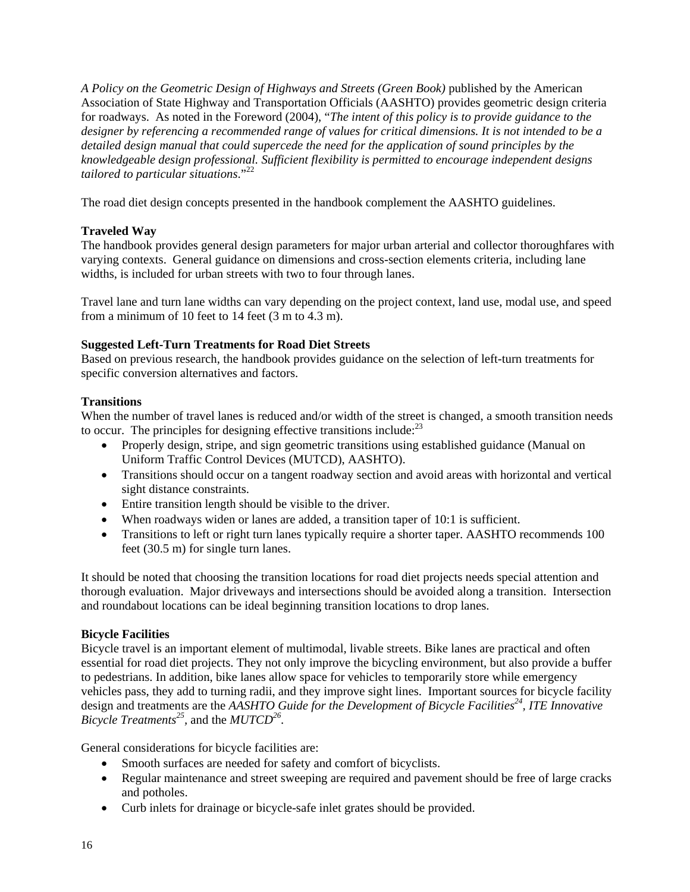*A Policy on the Geometric Design of Highways and Streets (Green Book)* published by the American Association of State Highway and Transportation Officials (AASHTO) provides geometric design criteria for roadways. As noted in the Foreword (2004), "*The intent of this policy is to provide guidance to the designer by referencing a recommended range of values for critical dimensions. It is not intended to be a detailed design manual that could supercede the need for the application of sound principles by the knowledgeable design professional. Sufficient flexibility is permitted to encourage independent designs tailored to particular situations*."[22]

The road diet design concepts presented in the handbook complement the AASHTO guidelines.

**Traveled Way**

The handbook provides general design parameters for major urban arterial and collector thoroughfares with varying contexts. General guidance on dimensions and cross-section elements criteria, including lane widths, is included for urban streets with two to four through lanes.

Travel lane and turn lane widths can vary depending on the project context, land use, modal use, and speed from a minimum of 10 feet to 14 feet (3 m to 4.3 m).

**Suggested Left-Turn Treatments for Road Diet Streets**

Based on previous research, the handbook provides guidance on the selection of left-turn treatments for specific conversion alternatives and factors.

**Transitions**

When the number of travel lanes is reduced and/or width of the street is changed, a smooth transition needs to occur. The principles for designing effective transitions include:[23]

- Properly design, stripe, and sign geometric transitions using established guidance (Manual on Uniform Traffic Control Devices (MUTCD), AASHTO).
- Transitions should occur on a tangent roadway section and avoid areas with horizontal and vertical sight distance constraints.
- Entire transition length should be visible to the driver.
- When roadways widen or lanes are added, a transition taper of 10:1 is sufficient.
- Transitions to left or right turn lanes typically require a shorter taper. AASHTO recommends 100 feet (30.5 m) for single turn lanes.

It should be noted that choosing the transition locations for road diet projects needs special attention and thorough evaluation. Major driveways and intersections should be avoided along a transition. Intersection and roundabout locations can be ideal beginning transition locations to drop lanes.

**Bicycle Facilities**

Bicycle travel is an important element of multimodal, livable streets. Bike lanes are practical and often essential for road diet projects. They not only improve the bicycling environment, but also provide a buffer to pedestrians. In addition, bike lanes allow space for vehicles to temporarily store while emergency vehicles pass, they add to turning radii, and they improve sight lines. Important sources for bicycle facility design and treatments are the *AASHTO Guide for the Development of Bicycle Facilities*[24], *ITE Innovative Bicycle Treatments*[25], and the *MUTCD*[26].

General considerations for bicycle facilities are:

- Smooth surfaces are needed for safety and comfort of bicyclists.
- Regular maintenance and street sweeping are required and pavement should be free of large cracks and potholes.
- Curb inlets for drainage or bicycle-safe inlet grates should be provided.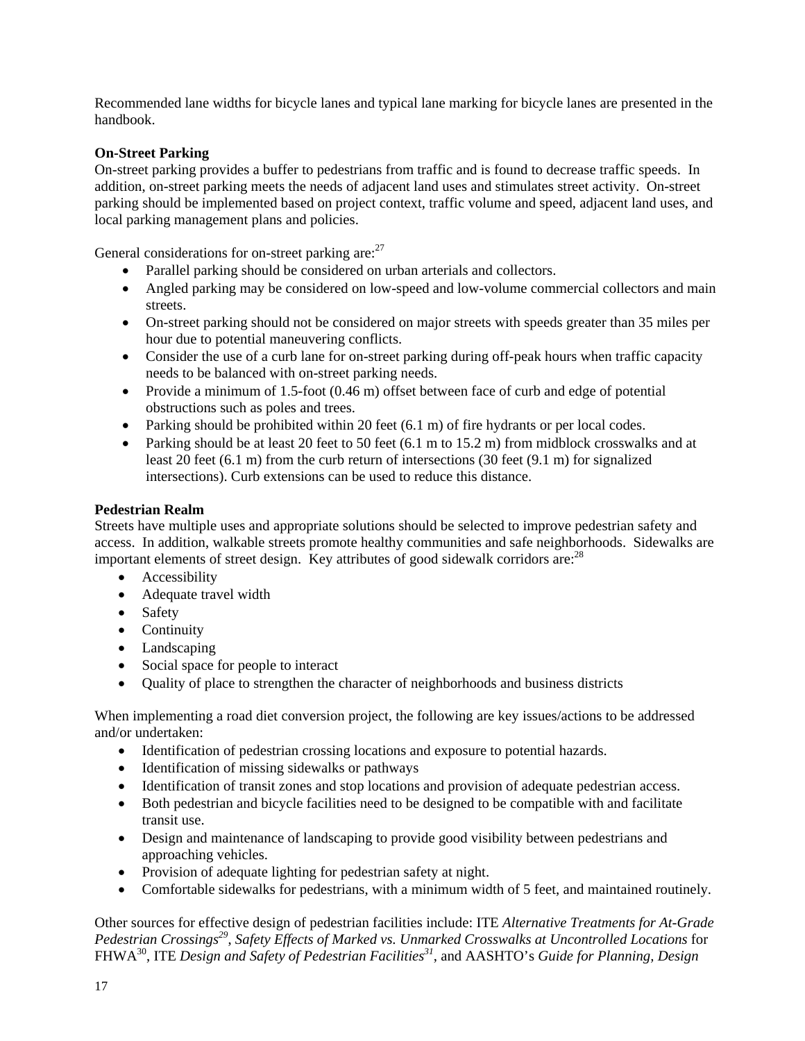Recommended lane widths for bicycle lanes and typical lane marking for bicycle lanes are presented in the handbook.

**On-Street Parking**

On-street parking provides a buffer to pedestrians from traffic and is found to decrease traffic speeds. In addition, on-street parking meets the needs of adjacent land uses and stimulates street activity. On-street parking should be implemented based on project context, traffic volume and speed, adjacent land uses, and local parking management plans and policies.

General considerations for on-street parking are:[27]

- Parallel parking should be considered on urban arterials and collectors.
- Angled parking may be considered on low-speed and low-volume commercial collectors and main streets.
- On-street parking should not be considered on major streets with speeds greater than 35 miles per hour due to potential maneuvering conflicts.
- Consider the use of a curb lane for on-street parking during off-peak hours when traffic capacity needs to be balanced with on-street parking needs.
- Provide a minimum of 1.5-foot (0.46 m) offset between face of curb and edge of potential obstructions such as poles and trees.
- Parking should be prohibited within 20 feet (6.1 m) of fire hydrants or per local codes.
- Parking should be at least 20 feet to 50 feet (6.1 m to 15.2 m) from midblock crosswalks and at least 20 feet (6.1 m) from the curb return of intersections (30 feet (9.1 m) for signalized intersections). Curb extensions can be used to reduce this distance.

**Pedestrian Realm**

Streets have multiple uses and appropriate solutions should be selected to improve pedestrian safety and access. In addition, walkable streets promote healthy communities and safe neighborhoods. Sidewalks are important elements of street design. Key attributes of good sidewalk corridors are:[28]

- Accessibility
- Adequate travel width
- Safety
- Continuity
- Landscaping
- Social space for people to interact
- Quality of place to strengthen the character of neighborhoods and business districts

When implementing a road diet conversion project, the following are key issues/actions to be addressed and/or undertaken:

- Identification of pedestrian crossing locations and exposure to potential hazards.
- Identification of missing sidewalks or pathways
- Identification of transit zones and stop locations and provision of adequate pedestrian access.
- Both pedestrian and bicycle facilities need to be designed to be compatible with and facilitate transit use.
- Design and maintenance of landscaping to provide good visibility between pedestrians and approaching vehicles.
- Provision of adequate lighting for pedestrian safety at night.
- Comfortable sidewalks for pedestrians, with a minimum width of 5 feet, and maintained routinely.

Other sources for effective design of pedestrian facilities include: ITE *Alternative Treatments for At-Grade Pedestrian Crossings*[29], *Safety Effects of Marked vs. Unmarked Crosswalks at Uncontrolled Locations* for FHWA[30], ITE *Design and Safety of Pedestrian Facilities*[31], and AASHTO's *Guide for Planning, Design*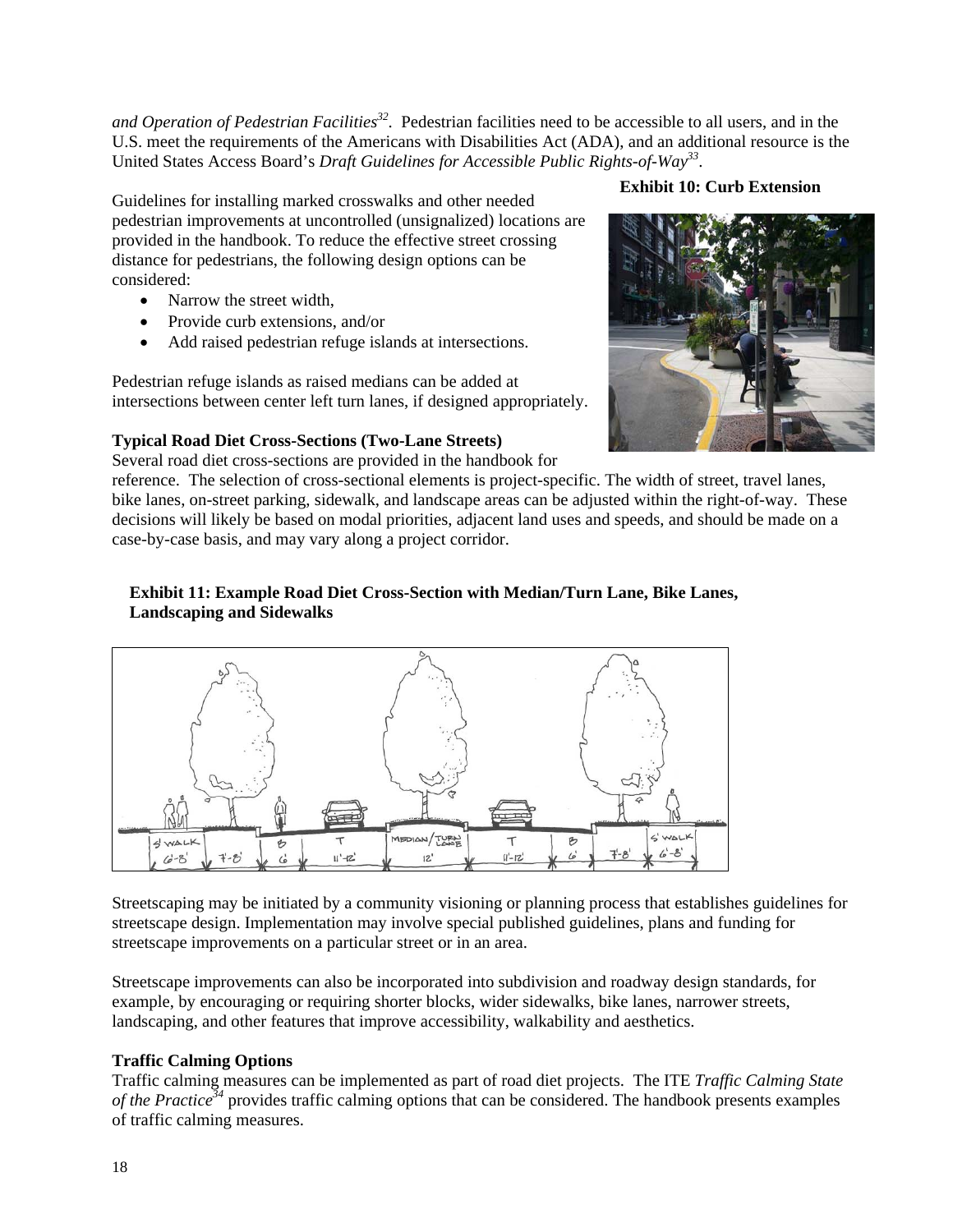*and Operation of Pedestrian Facilities*[32]. Pedestrian facilities need to be accessible to all users, and in the U.S. meet the requirements of the Americans with Disabilities Act (ADA), and an additional resource is the United States Access Board's *Draft Guidelines for Accessible Public Rights-of-Way*[33].

**Exhibit 10: Curb Extension**

Guidelines for installing marked crosswalks and other needed pedestrian improvements at uncontrolled (unsignalized) locations are provided in the handbook. To reduce the effective street crossing distance for pedestrians, the following design options can be considered:

- Narrow the street width,
- Provide curb extensions, and/or
- Add raised pedestrian refuge islands at intersections.

Pedestrian refuge islands as raised medians can be added at intersections between center left turn lanes, if designed appropriately.

**Typical Road Diet Cross-Sections (Two-Lane Streets)**

Several road diet cross-sections are provided in the handbook for reference. The selection of cross-sectional elements is project-specific. The width of street, travel lanes, bike lanes, on-street parking, sidewalk, and landscape areas can be adjusted within the right-of-way. These decisions will likely be based on modal priorities, adjacent land uses and speeds, and should be made on a case-by-case basis, and may vary along a project corridor.

**Exhibit 11: Example Road Diet Cross-Section with Median/Turn Lane, Bike Lanes, Landscaping and Sidewalks**

Streetscaping may be initiated by a community visioning or planning process that establishes guidelines for streetscape design. Implementation may involve special published guidelines, plans and funding for streetscape improvements on a particular street or in an area.

Streetscape improvements can also be incorporated into subdivision and roadway design standards, for example, by encouraging or requiring shorter blocks, wider sidewalks, bike lanes, narrower streets, landscaping, and other features that improve accessibility, walkability and aesthetics.

**Traffic Calming Options**

Traffic calming measures can be implemented as part of road diet projects. The ITE *Traffic Calming State of the Practice*[34] provides traffic calming options that can be considered. The handbook presents examples of traffic calming measures.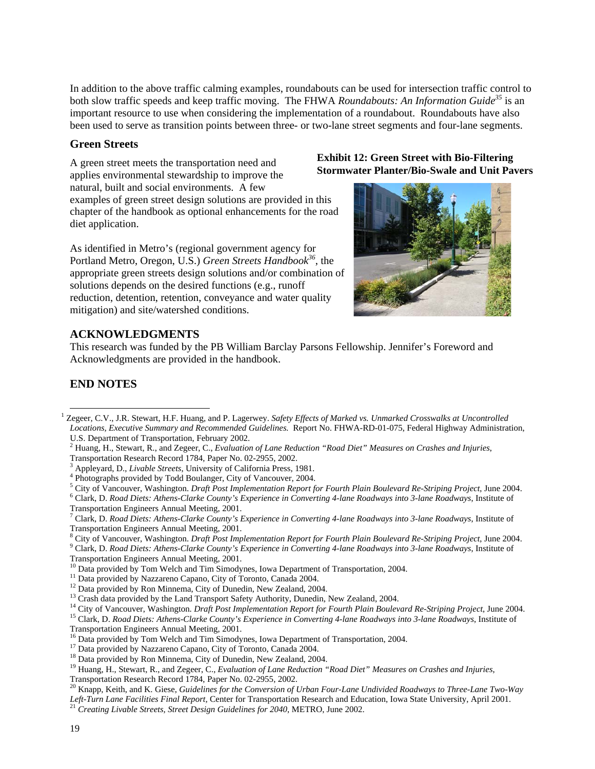In addition to the above traffic calming examples, roundabouts can be used for intersection traffic control to both slow traffic speeds and keep traffic moving. The FHWA *Roundabouts: An Information Guide*[35] is an important resource to use when considering the implementation of a roundabout. Roundabouts have also been used to serve as transition points between three- or two-lane street segments and four-lane segments.

## Green Streets

A green street meets the transportation need and applies environmental stewardship to improve the natural, built and social environments. A few examples of green street design solutions are provided in this chapter of the handbook as optional enhancements for the road diet application.

As identified in Metro's (regional government agency for Portland Metro, Oregon, U.S.) *Green Streets Handbook*[36], the appropriate green streets design solutions and/or combination of solutions depends on the desired functions (e.g., runoff reduction, detention, retention, conveyance and water quality mitigation) and site/watershed conditions.

**Exhibit 12: Green Street with Bio-Filtering Stormwater Planter/Bio-Swale and Unit Pavers**

## ACKNOWLEDGMENTS

This research was funded by the PB William Barclay Parsons Fellowship. Jennifer's Foreword and Acknowledgments are provided in the handbook.

## END NOTES

[1] Zegeer, C.V., J.R. Stewart, H.F. Huang, and P. Lagerwey. *Safety Effects of Marked vs. Unmarked Crosswalks at Uncontrolled Locations, Executive Summary and Recommended Guidelines.* Report No. FHWA-RD-01-075, Federal Highway Administration, U.S. Department of Transportation, February 2002.

[2] Huang, H., Stewart, R., and Zegeer, C., *Evaluation of Lane Reduction "Road Diet" Measures on Crashes and Injuries*, Transportation Research Record 1784, Paper No. 02-2955, 2002.

[3] Appleyard, D., *Livable Streets*, University of California Press, 1981.

[4] Photographs provided by Todd Boulanger, City of Vancouver, 2004.

[5] City of Vancouver, Washington. *Draft Post Implementation Report for Fourth Plain Boulevard Re-Striping Project*, June 2004.

[6] Clark, D. *Road Diets: Athens-Clarke County's Experience in Converting 4-lane Roadways into 3-lane Roadways*, Institute of Transportation Engineers Annual Meeting, 2001.

[7] Clark, D. *Road Diets: Athens-Clarke County's Experience in Converting 4-lane Roadways into 3-lane Roadways*, Institute of Transportation Engineers Annual Meeting, 2001.

[8] City of Vancouver, Washington. *Draft Post Implementation Report for Fourth Plain Boulevard Re-Striping Project*, June 2004.

[9] Clark, D. *Road Diets: Athens-Clarke County's Experience in Converting 4-lane Roadways into 3-lane Roadways*, Institute of Transportation Engineers Annual Meeting, 2001.

[10] Data provided by Tom Welch and Tim Simodynes, Iowa Department of Transportation, 2004.

[11] Data provided by Nazzareno Capano, City of Toronto, Canada 2004.

[12] Data provided by Ron Minnema, City of Dunedin, New Zealand, 2004.

[13] Crash data provided by the Land Transport Safety Authority, Dunedin, New Zealand, 2004.

[14] City of Vancouver, Washington. *Draft Post Implementation Report for Fourth Plain Boulevard Re-Striping Project*, June 2004.

[15] Clark, D. *Road Diets: Athens-Clarke County's Experience in Converting 4-lane Roadways into 3-lane Roadways*, Institute of Transportation Engineers Annual Meeting, 2001.

[16] Data provided by Tom Welch and Tim Simodynes, Iowa Department of Transportation, 2004.

[17] Data provided by Nazzareno Capano, City of Toronto, Canada 2004.

[18] Data provided by Ron Minnema, City of Dunedin, New Zealand, 2004.

[19] Huang, H., Stewart, R., and Zegeer, C., *Evaluation of Lane Reduction "Road Diet" Measures on Crashes and Injuries*, Transportation Research Record 1784, Paper No. 02-2955, 2002.

[20] Knapp, Keith, and K. Giese, *Guidelines for the Conversion of Urban Four-Lane Undivided Roadways to Three-Lane Two-Way Left-Turn Lane Facilities Final Report*, Center for Transportation Research and Education, Iowa State University, April 2001.

[21] *Creating Livable Streets, Street Design Guidelines for 2040*, METRO, June 2002.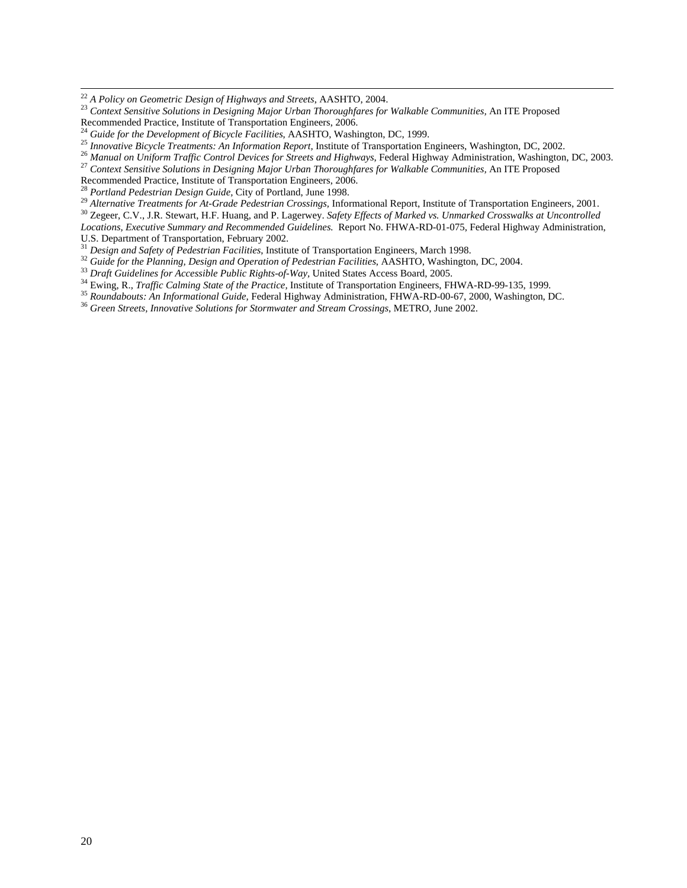[22] *A Policy on Geometric Design of Highways and Streets*, AASHTO, 2004.

[23] *Context Sensitive Solutions in Designing Major Urban Thoroughfares for Walkable Communities*, An ITE Proposed Recommended Practice, Institute of Transportation Engineers, 2006.

[24] *Guide for the Development of Bicycle Facilities*, AASHTO, Washington, DC, 1999.

[25] *Innovative Bicycle Treatments: An Information Report,* Institute of Transportation Engineers, Washington, DC, 2002.

[26] *Manual on Uniform Traffic Control Devices for Streets and Highways*, Federal Highway Administration, Washington, DC, 2003.

[27] *Context Sensitive Solutions in Designing Major Urban Thoroughfares for Walkable Communities*, An ITE Proposed Recommended Practice, Institute of Transportation Engineers, 2006.

[28] *Portland Pedestrian Design Guide*, City of Portland, June 1998.

[29] *Alternative Treatments for At-Grade Pedestrian Crossings*, Informational Report, Institute of Transportation Engineers, 2001.

[30] Zegeer, C.V., J.R. Stewart, H.F. Huang, and P. Lagerwey. *Safety Effects of Marked vs. Unmarked Crosswalks at Uncontrolled Locations, Executive Summary and Recommended Guidelines.* Report No. FHWA-RD-01-075, Federal Highway Administration, U.S. Department of Transportation, February 2002.

[31] *Design and Safety of Pedestrian Facilities*, Institute of Transportation Engineers, March 1998.

[32] *Guide for the Planning, Design and Operation of Pedestrian Facilities*, AASHTO, Washington, DC, 2004.

[33] *Draft Guidelines for Accessible Public Rights-of-Way*, United States Access Board, 2005.

[34] Ewing, R., *Traffic Calming State of the Practice*, Institute of Transportation Engineers, FHWA-RD-99-135, 1999.

[35] *Roundabouts: An Informational Guide*, Federal Highway Administration, FHWA-RD-00-67, 2000, Washington, DC.

[36] *Green Streets, Innovative Solutions for Stormwater and Stream Crossings*, METRO, June 2002.